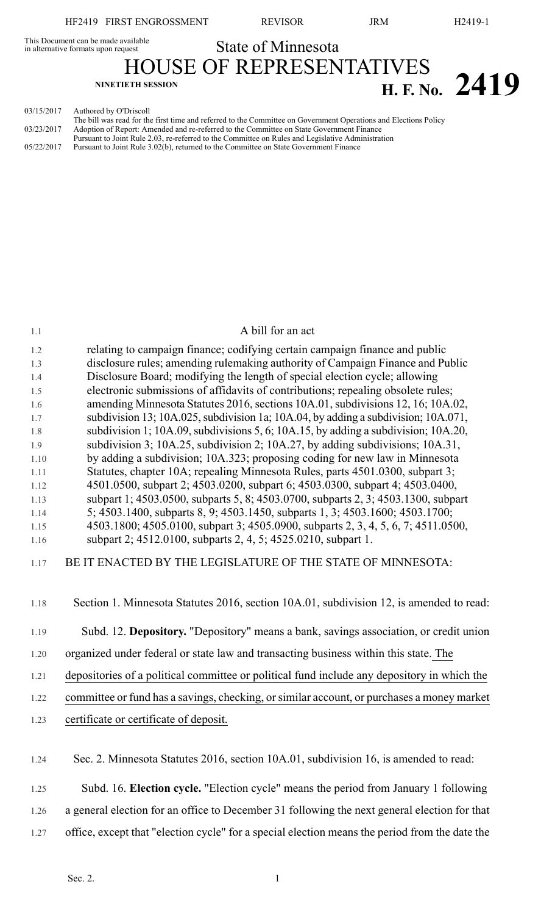This Document can be made available in alternative formats upon request

# State of Minnesota

# HOUSE OF REPRESENTATIVES

**NINETIETH SESSION**

# H. F. No. 2419

03/15/2017 Authored by O'Driscoll
The bill was read for the first time and referred to the Committee on Government Operations and Elections Policy
03/23/2017 Adoption of Report: Amended and re-referred to the Committee on State Government Finance
Pursuant to Joint Rule 2.03, re-referred to the Committee on Rules and Legislative Administration
05/22/2017 Pursuant to Joint Rule 3.02(b), returned to the Committee on State Government Finance

A bill for an act

relating to campaign finance; codifying certain campaign finance and public disclosure rules; amending rulemaking authority of Campaign Finance and Public Disclosure Board; modifying the length of special election cycle; allowing electronic submissions of affidavits of contributions; repealing obsolete rules; amending Minnesota Statutes 2016, sections 10A.01, subdivisions 12, 16; 10A.02, subdivision 13; 10A.025, subdivision 1a; 10A.04, by adding a subdivision; 10A.071, subdivision 1; 10A.09, subdivisions 5, 6; 10A.15, by adding a subdivision; 10A.20, subdivision 3; 10A.25, subdivision 2; 10A.27, by adding subdivisions; 10A.31, by adding a subdivision; 10A.323; proposing coding for new law in Minnesota Statutes, chapter 10A; repealing Minnesota Rules, parts 4501.0300, subpart 3; 4501.0500, subpart 2; 4503.0200, subpart 6; 4503.0300, subpart 4; 4503.0400, subpart 1; 4503.0500, subparts 5, 8; 4503.0700, subparts 2, 3; 4503.1300, subpart 5; 4503.1400, subparts 8, 9; 4503.1450, subparts 1, 3; 4503.1600; 4503.1700; 4503.1800; 4505.0100, subpart 3; 4505.0900, subparts 2, 3, 4, 5, 6, 7; 4511.0500, subpart 2; 4512.0100, subparts 2, 4, 5; 4525.0210, subpart 1.

BE IT ENACTED BY THE LEGISLATURE OF THE STATE OF MINNESOTA:

Section 1. Minnesota Statutes 2016, section 10A.01, subdivision 12, is amended to read:

Subd. 12. **Depository.** "Depository" means a bank, savings association, or credit union organized under federal or state law and transacting business within this state. The depositories of a political committee or political fund include any depository in which the committee or fund has a savings, checking, or similar account, or purchases a money market certificate or certificate of deposit.

Sec. 2. Minnesota Statutes 2016, section 10A.01, subdivision 16, is amended to read:

Subd. 16. **Election cycle.** "Election cycle" means the period from January 1 following a general election for an office to December 31 following the next general election for that office, except that "election cycle" for a special election means the period from the date the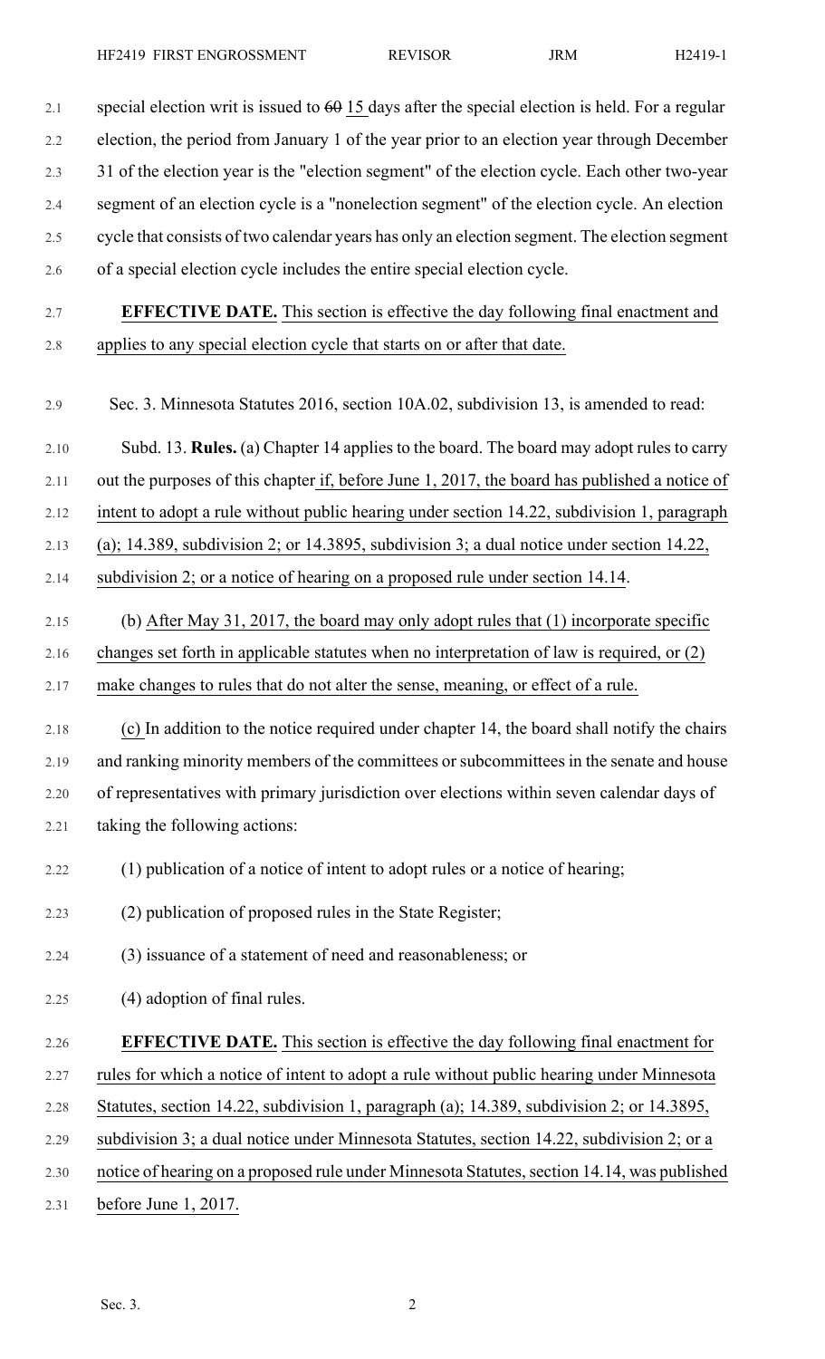special election writ is issued to ~~60~~ 15 days after the special election is held. For a regular election, the period from January 1 of the year prior to an election year through December 31 of the election year is the "election segment" of the election cycle. Each other two-year segment of an election cycle is a "nonelection segment" of the election cycle. An election cycle that consists of two calendar years has only an election segment. The election segment of a special election cycle includes the entire special election cycle.

**EFFECTIVE DATE.** This section is effective the day following final enactment and applies to any special election cycle that starts on or after that date.

Sec. 3. Minnesota Statutes 2016, section 10A.02, subdivision 13, is amended to read:

Subd. 13. **Rules.** (a) Chapter 14 applies to the board. The board may adopt rules to carry out the purposes of this chapter if, before June 1, 2017, the board has published a notice of intent to adopt a rule without public hearing under section 14.22, subdivision 1, paragraph (a); 14.389, subdivision 2; or 14.3895, subdivision 3; a dual notice under section 14.22, subdivision 2; or a notice of hearing on a proposed rule under section 14.14.

(b) After May 31, 2017, the board may only adopt rules that (1) incorporate specific changes set forth in applicable statutes when no interpretation of law is required, or (2) make changes to rules that do not alter the sense, meaning, or effect of a rule.

(c) In addition to the notice required under chapter 14, the board shall notify the chairs and ranking minority members of the committees or subcommittees in the senate and house of representatives with primary jurisdiction over elections within seven calendar days of taking the following actions:

(1) publication of a notice of intent to adopt rules or a notice of hearing;

(2) publication of proposed rules in the State Register;

(3) issuance of a statement of need and reasonableness; or

(4) adoption of final rules.

**EFFECTIVE DATE.** This section is effective the day following final enactment for rules for which a notice of intent to adopt a rule without public hearing under Minnesota Statutes, section 14.22, subdivision 1, paragraph (a); 14.389, subdivision 2; or 14.3895, subdivision 3; a dual notice under Minnesota Statutes, section 14.22, subdivision 2; or a notice of hearing on a proposed rule under Minnesota Statutes, section 14.14, was published before June 1, 2017.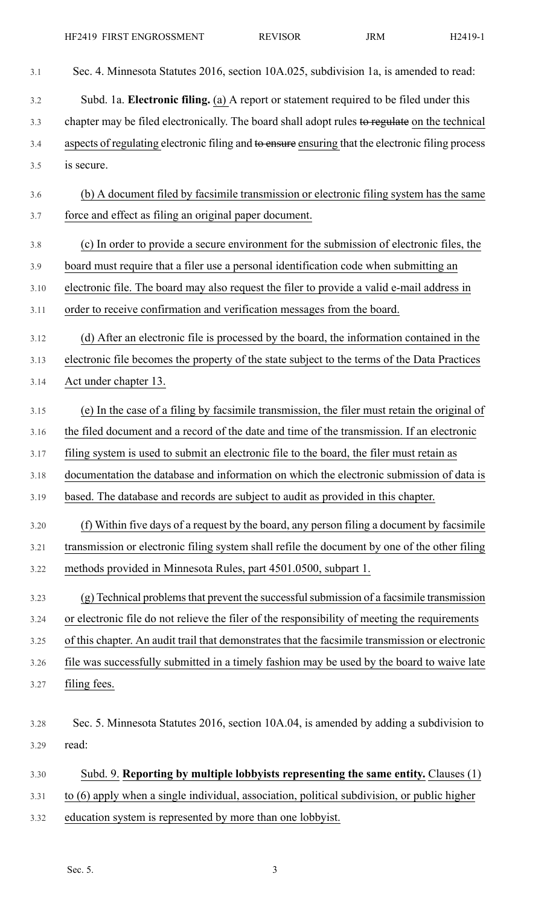Sec. 4. Minnesota Statutes 2016, section 10A.025, subdivision 1a, is amended to read:

Subd. 1a. **Electronic filing.** (a) A report or statement required to be filed under this chapter may be filed electronically. The board shall adopt rules ~~to regulate~~ on the technical aspects of regulating electronic filing and ~~to ensure~~ ensuring that the electronic filing process is secure.

(b) A document filed by facsimile transmission or electronic filing system has the same force and effect as filing an original paper document.

(c) In order to provide a secure environment for the submission of electronic files, the board must require that a filer use a personal identification code when submitting an electronic file. The board may also request the filer to provide a valid e-mail address in order to receive confirmation and verification messages from the board.

(d) After an electronic file is processed by the board, the information contained in the electronic file becomes the property of the state subject to the terms of the Data Practices Act under chapter 13.

(e) In the case of a filing by facsimile transmission, the filer must retain the original of the filed document and a record of the date and time of the transmission. If an electronic filing system is used to submit an electronic file to the board, the filer must retain as documentation the database and information on which the electronic submission of data is based. The database and records are subject to audit as provided in this chapter.

(f) Within five days of a request by the board, any person filing a document by facsimile transmission or electronic filing system shall refile the document by one of the other filing methods provided in Minnesota Rules, part 4501.0500, subpart 1.

(g) Technical problems that prevent the successful submission of a facsimile transmission or electronic file do not relieve the filer of the responsibility of meeting the requirements of this chapter. An audit trail that demonstrates that the facsimile transmission or electronic file was successfully submitted in a timely fashion may be used by the board to waive late filing fees.

Sec. 5. Minnesota Statutes 2016, section 10A.04, is amended by adding a subdivision to read:

Subd. 9. **Reporting by multiple lobbyists representing the same entity.** Clauses (1) to (6) apply when a single individual, association, political subdivision, or public higher education system is represented by more than one lobbyist.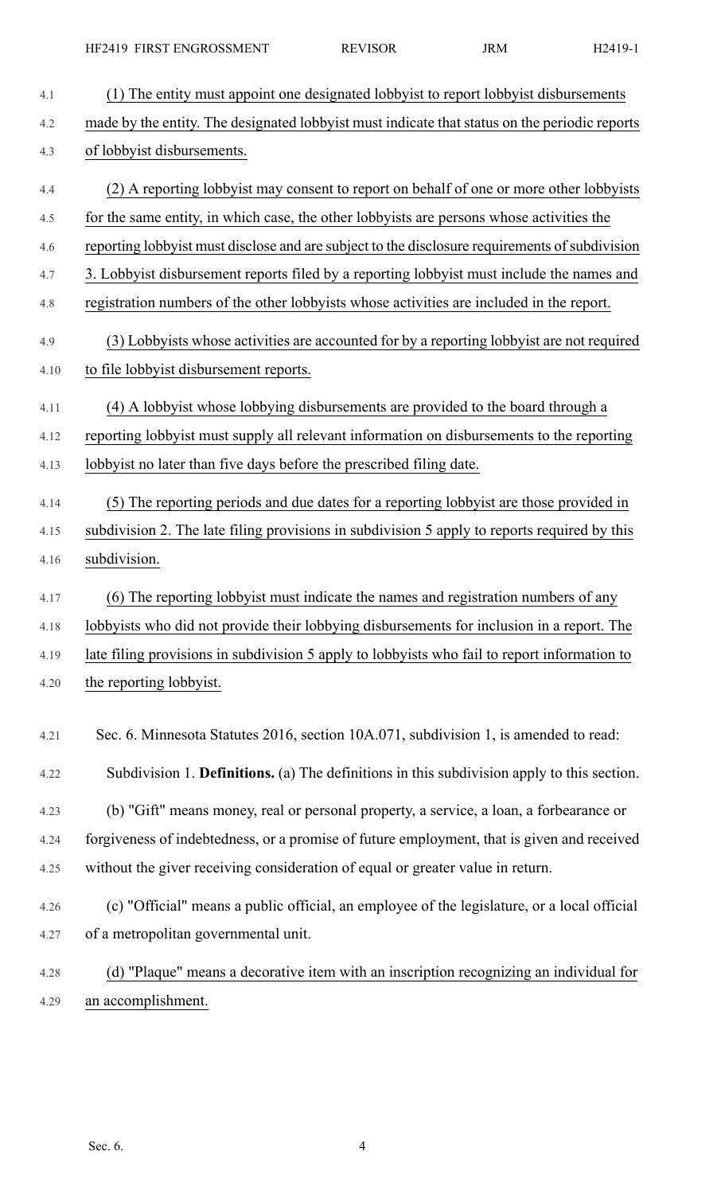(1) The entity must appoint one designated lobbyist to report lobbyist disbursements made by the entity. The designated lobbyist must indicate that status on the periodic reports of lobbyist disbursements.

(2) A reporting lobbyist may consent to report on behalf of one or more other lobbyists for the same entity, in which case, the other lobbyists are persons whose activities the reporting lobbyist must disclose and are subject to the disclosure requirements of subdivision 3. Lobbyist disbursement reports filed by a reporting lobbyist must include the names and registration numbers of the other lobbyists whose activities are included in the report.

(3) Lobbyists whose activities are accounted for by a reporting lobbyist are not required to file lobbyist disbursement reports.

(4) A lobbyist whose lobbying disbursements are provided to the board through a reporting lobbyist must supply all relevant information on disbursements to the reporting lobbyist no later than five days before the prescribed filing date.

(5) The reporting periods and due dates for a reporting lobbyist are those provided in subdivision 2. The late filing provisions in subdivision 5 apply to reports required by this subdivision.

(6) The reporting lobbyist must indicate the names and registration numbers of any lobbyists who did not provide their lobbying disbursements for inclusion in a report. The late filing provisions in subdivision 5 apply to lobbyists who fail to report information to the reporting lobbyist.

Sec. 6. Minnesota Statutes 2016, section 10A.071, subdivision 1, is amended to read:

Subdivision 1. **Definitions.** (a) The definitions in this subdivision apply to this section.

(b) "Gift" means money, real or personal property, a service, a loan, a forbearance or forgiveness of indebtedness, or a promise of future employment, that is given and received without the giver receiving consideration of equal or greater value in return.

(c) "Official" means a public official, an employee of the legislature, or a local official of a metropolitan governmental unit.

(d) "Plaque" means a decorative item with an inscription recognizing an individual for an accomplishment.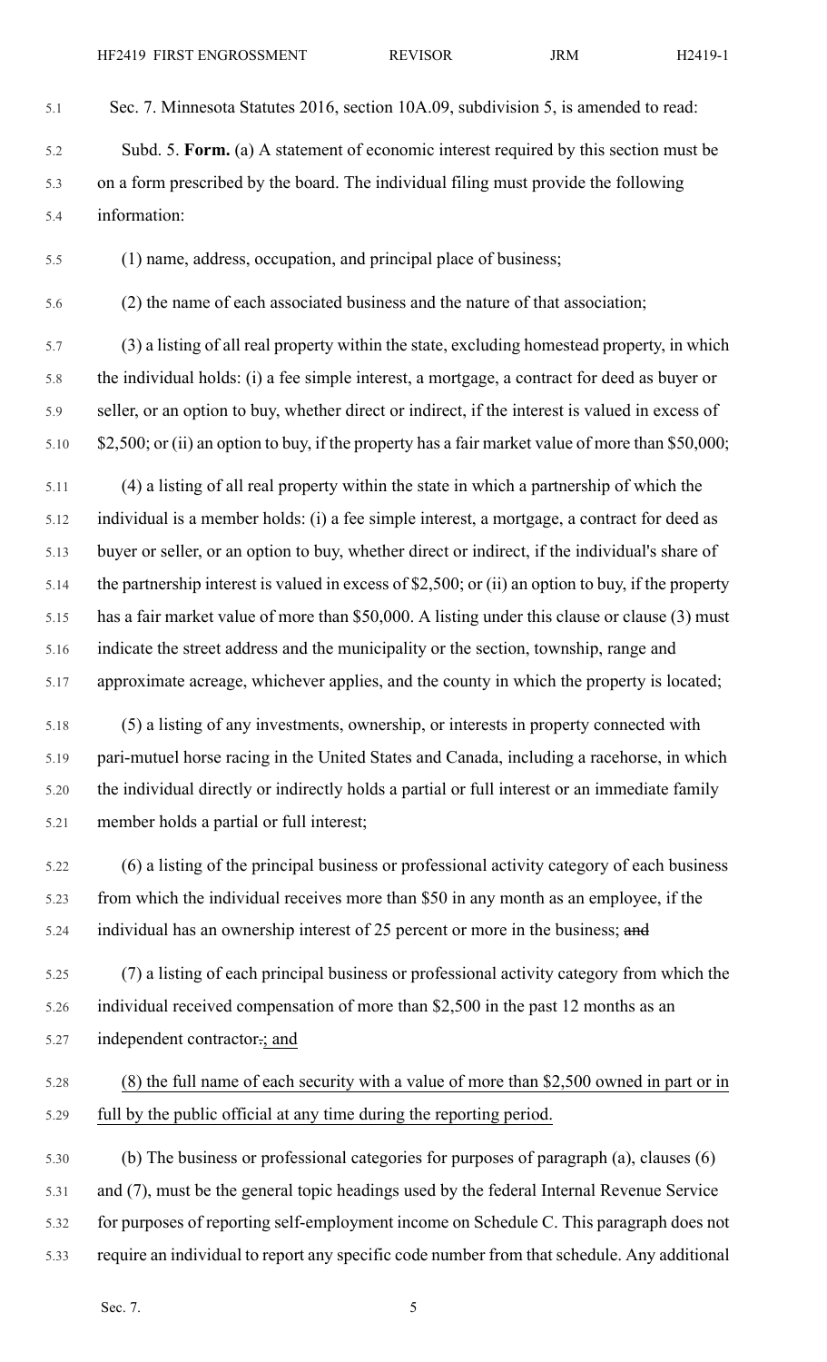Sec. 7. Minnesota Statutes 2016, section 10A.09, subdivision 5, is amended to read:

Subd. 5. **Form.** (a) A statement of economic interest required by this section must be on a form prescribed by the board. The individual filing must provide the following information:

(1) name, address, occupation, and principal place of business;

(2) the name of each associated business and the nature of that association;

(3) a listing of all real property within the state, excluding homestead property, in which the individual holds: (i) a fee simple interest, a mortgage, a contract for deed as buyer or seller, or an option to buy, whether direct or indirect, if the interest is valued in excess of $2,500; or (ii) an option to buy, if the property has a fair market value of more than $50,000;

(4) a listing of all real property within the state in which a partnership of which the individual is a member holds: (i) a fee simple interest, a mortgage, a contract for deed as buyer or seller, or an option to buy, whether direct or indirect, if the individual's share of the partnership interest is valued in excess of $2,500; or (ii) an option to buy, if the property has a fair market value of more than $50,000. A listing under this clause or clause (3) must indicate the street address and the municipality or the section, township, range and approximate acreage, whichever applies, and the county in which the property is located;

(5) a listing of any investments, ownership, or interests in property connected with pari-mutuel horse racing in the United States and Canada, including a racehorse, in which the individual directly or indirectly holds a partial or full interest or an immediate family member holds a partial or full interest;

(6) a listing of the principal business or professional activity category of each business from which the individual receives more than $50 in any month as an employee, if the individual has an ownership interest of 25 percent or more in the business; ~~and~~

(7) a listing of each principal business or professional activity category from which the individual received compensation of more than $2,500 in the past 12 months as an independent contractor~~.~~; and

(8) the full name of each security with a value of more than $2,500 owned in part or in full by the public official at any time during the reporting period.

(b) The business or professional categories for purposes of paragraph (a), clauses (6) and (7), must be the general topic headings used by the federal Internal Revenue Service for purposes of reporting self-employment income on Schedule C. This paragraph does not require an individual to report any specific code number from that schedule. Any additional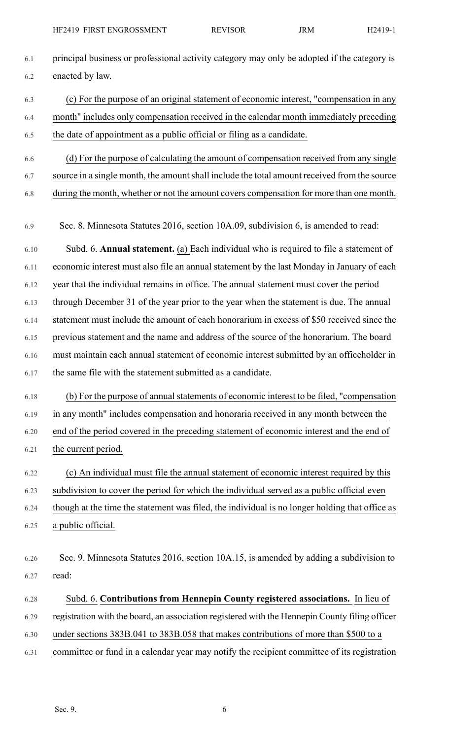principal business or professional activity category may only be adopted if the category is enacted by law.

(c) For the purpose of an original statement of economic interest, "compensation in any month" includes only compensation received in the calendar month immediately preceding the date of appointment as a public official or filing as a candidate.

(d) For the purpose of calculating the amount of compensation received from any single source in a single month, the amount shall include the total amount received from the source during the month, whether or not the amount covers compensation for more than one month.

Sec. 8. Minnesota Statutes 2016, section 10A.09, subdivision 6, is amended to read:

Subd. 6. **Annual statement.** (a) Each individual who is required to file a statement of economic interest must also file an annual statement by the last Monday in January of each year that the individual remains in office. The annual statement must cover the period through December 31 of the year prior to the year when the statement is due. The annual statement must include the amount of each honorarium in excess of $50 received since the previous statement and the name and address of the source of the honorarium. The board must maintain each annual statement of economic interest submitted by an officeholder in the same file with the statement submitted as a candidate.

(b) For the purpose of annual statements of economic interest to be filed, "compensation in any month" includes compensation and honoraria received in any month between the end of the period covered in the preceding statement of economic interest and the end of the current period.

(c) An individual must file the annual statement of economic interest required by this subdivision to cover the period for which the individual served as a public official even though at the time the statement was filed, the individual is no longer holding that office as a public official.

Sec. 9. Minnesota Statutes 2016, section 10A.15, is amended by adding a subdivision to read:

Subd. 6. **Contributions from Hennepin County registered associations.** In lieu of registration with the board, an association registered with the Hennepin County filing officer under sections 383B.041 to 383B.058 that makes contributions of more than $500 to a committee or fund in a calendar year may notify the recipient committee of its registration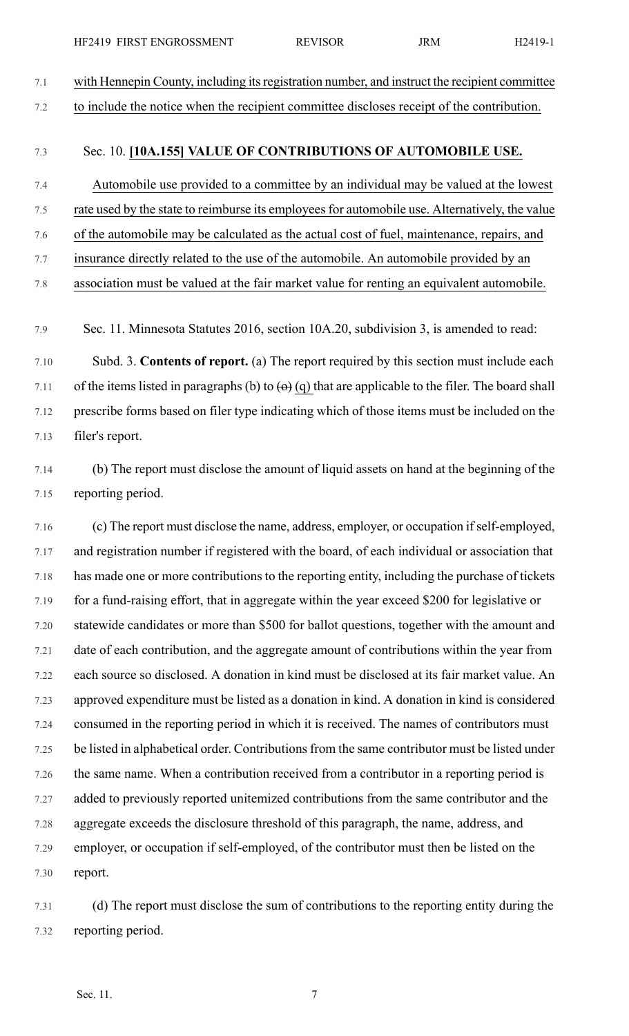with Hennepin County, including its registration number, and instruct the recipient committee to include the notice when the recipient committee discloses receipt of the contribution.

Sec. 10. **[10A.155] VALUE OF CONTRIBUTIONS OF AUTOMOBILE USE.**

Automobile use provided to a committee by an individual may be valued at the lowest rate used by the state to reimburse its employees for automobile use. Alternatively, the value of the automobile may be calculated as the actual cost of fuel, maintenance, repairs, and insurance directly related to the use of the automobile. An automobile provided by an association must be valued at the fair market value for renting an equivalent automobile.

Sec. 11. Minnesota Statutes 2016, section 10A.20, subdivision 3, is amended to read:

Subd. 3. **Contents of report.** (a) The report required by this section must include each of the items listed in paragraphs (b) to ~~(o)~~ (q) that are applicable to the filer. The board shall prescribe forms based on filer type indicating which of those items must be included on the filer's report.

(b) The report must disclose the amount of liquid assets on hand at the beginning of the reporting period.

(c) The report must disclose the name, address, employer, or occupation if self-employed, and registration number if registered with the board, of each individual or association that has made one or more contributions to the reporting entity, including the purchase of tickets for a fund-raising effort, that in aggregate within the year exceed $200 for legislative or statewide candidates or more than $500 for ballot questions, together with the amount and date of each contribution, and the aggregate amount of contributions within the year from each source so disclosed. A donation in kind must be disclosed at its fair market value. An approved expenditure must be listed as a donation in kind. A donation in kind is considered consumed in the reporting period in which it is received. The names of contributors must be listed in alphabetical order. Contributions from the same contributor must be listed under the same name. When a contribution received from a contributor in a reporting period is added to previously reported unitemized contributions from the same contributor and the aggregate exceeds the disclosure threshold of this paragraph, the name, address, and employer, or occupation if self-employed, of the contributor must then be listed on the report.

(d) The report must disclose the sum of contributions to the reporting entity during the reporting period.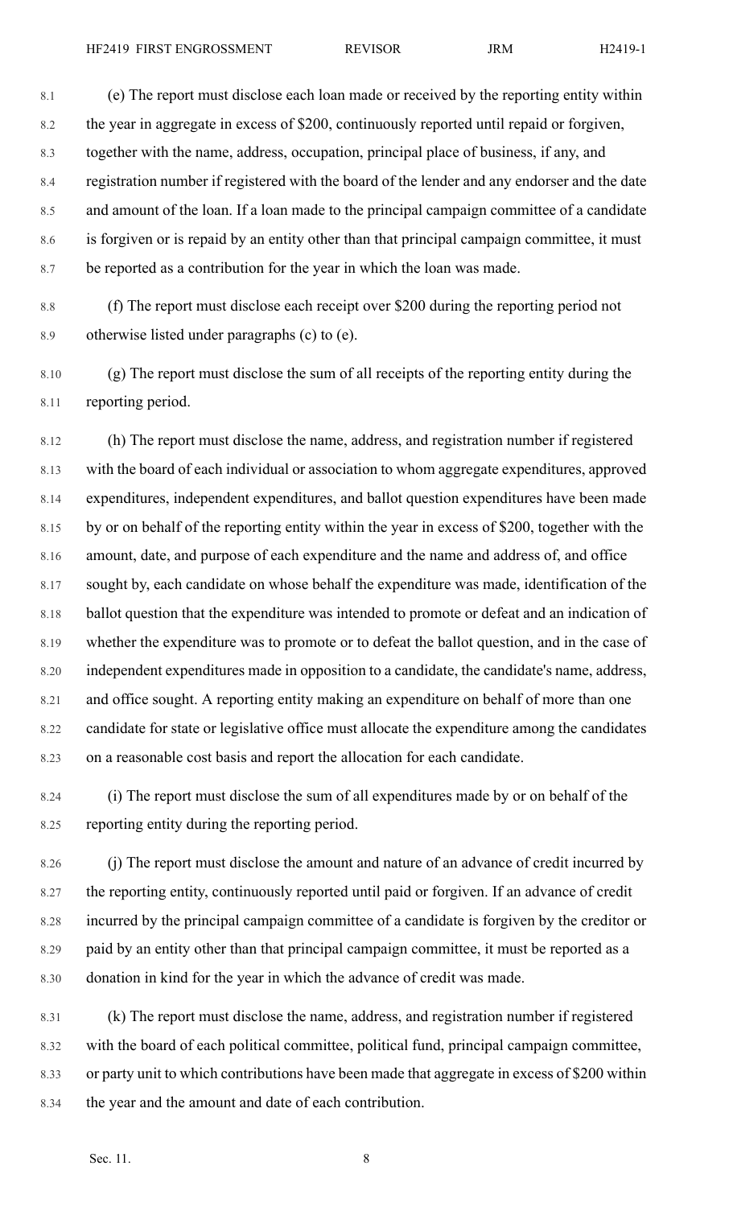(e) The report must disclose each loan made or received by the reporting entity within the year in aggregate in excess of $200, continuously reported until repaid or forgiven, together with the name, address, occupation, principal place of business, if any, and registration number if registered with the board of the lender and any endorser and the date and amount of the loan. If a loan made to the principal campaign committee of a candidate is forgiven or is repaid by an entity other than that principal campaign committee, it must be reported as a contribution for the year in which the loan was made.

(f) The report must disclose each receipt over $200 during the reporting period not otherwise listed under paragraphs (c) to (e).

(g) The report must disclose the sum of all receipts of the reporting entity during the reporting period.

(h) The report must disclose the name, address, and registration number if registered with the board of each individual or association to whom aggregate expenditures, approved expenditures, independent expenditures, and ballot question expenditures have been made by or on behalf of the reporting entity within the year in excess of $200, together with the amount, date, and purpose of each expenditure and the name and address of, and office sought by, each candidate on whose behalf the expenditure was made, identification of the ballot question that the expenditure was intended to promote or defeat and an indication of whether the expenditure was to promote or to defeat the ballot question, and in the case of independent expenditures made in opposition to a candidate, the candidate's name, address, and office sought. A reporting entity making an expenditure on behalf of more than one candidate for state or legislative office must allocate the expenditure among the candidates on a reasonable cost basis and report the allocation for each candidate.

(i) The report must disclose the sum of all expenditures made by or on behalf of the reporting entity during the reporting period.

(j) The report must disclose the amount and nature of an advance of credit incurred by the reporting entity, continuously reported until paid or forgiven. If an advance of credit incurred by the principal campaign committee of a candidate is forgiven by the creditor or paid by an entity other than that principal campaign committee, it must be reported as a donation in kind for the year in which the advance of credit was made.

(k) The report must disclose the name, address, and registration number if registered with the board of each political committee, political fund, principal campaign committee, or party unit to which contributions have been made that aggregate in excess of $200 within the year and the amount and date of each contribution.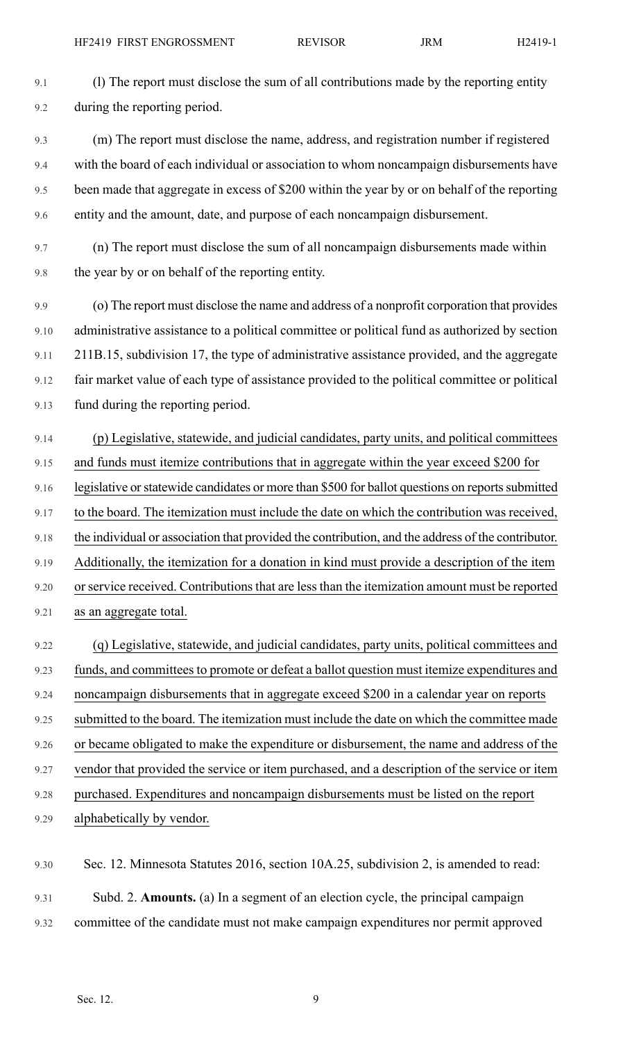(l) The report must disclose the sum of all contributions made by the reporting entity during the reporting period.

(m) The report must disclose the name, address, and registration number if registered with the board of each individual or association to whom noncampaign disbursements have been made that aggregate in excess of $200 within the year by or on behalf of the reporting entity and the amount, date, and purpose of each noncampaign disbursement.

(n) The report must disclose the sum of all noncampaign disbursements made within the year by or on behalf of the reporting entity.

(o) The report must disclose the name and address of a nonprofit corporation that provides administrative assistance to a political committee or political fund as authorized by section 211B.15, subdivision 17, the type of administrative assistance provided, and the aggregate fair market value of each type of assistance provided to the political committee or political fund during the reporting period.

(p) Legislative, statewide, and judicial candidates, party units, and political committees and funds must itemize contributions that in aggregate within the year exceed $200 for legislative or statewide candidates or more than $500 for ballot questions on reports submitted to the board. The itemization must include the date on which the contribution was received, the individual or association that provided the contribution, and the address of the contributor. Additionally, the itemization for a donation in kind must provide a description of the item or service received. Contributions that are less than the itemization amount must be reported as an aggregate total.

(q) Legislative, statewide, and judicial candidates, party units, political committees and funds, and committees to promote or defeat a ballot question must itemize expenditures and noncampaign disbursements that in aggregate exceed $200 in a calendar year on reports submitted to the board. The itemization must include the date on which the committee made or became obligated to make the expenditure or disbursement, the name and address of the vendor that provided the service or item purchased, and a description of the service or item purchased. Expenditures and noncampaign disbursements must be listed on the report alphabetically by vendor.

Sec. 12. Minnesota Statutes 2016, section 10A.25, subdivision 2, is amended to read:

Subd. 2. **Amounts.** (a) In a segment of an election cycle, the principal campaign committee of the candidate must not make campaign expenditures nor permit approved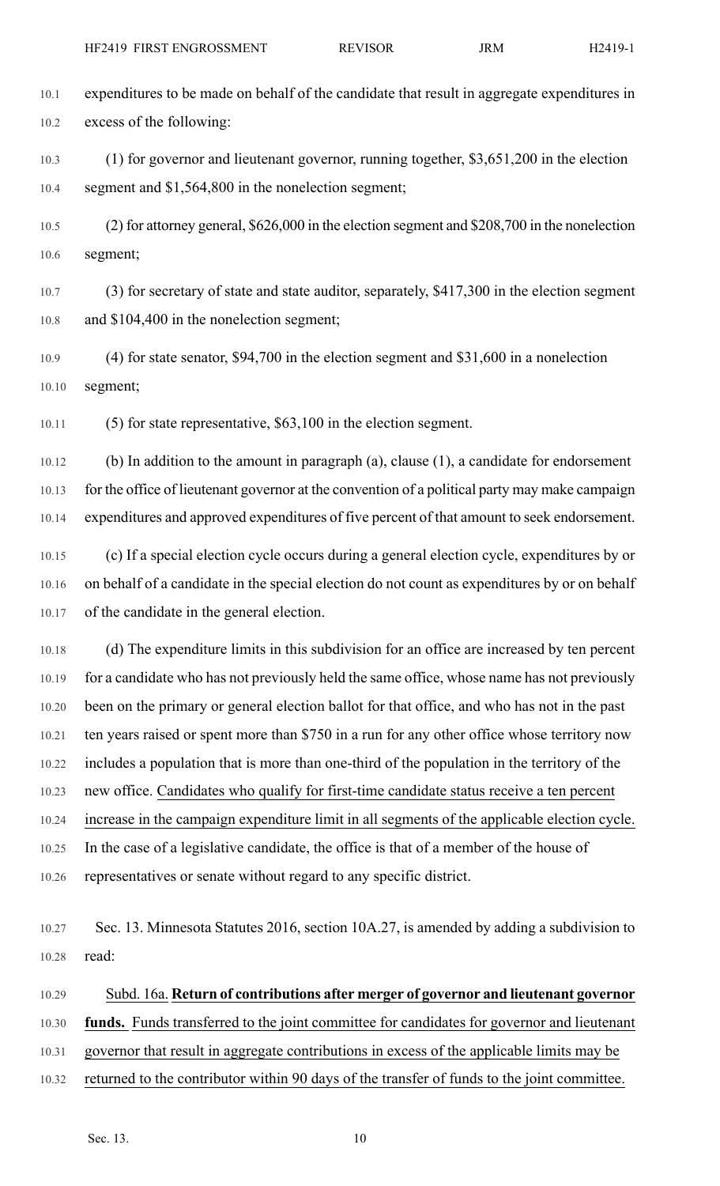expenditures to be made on behalf of the candidate that result in aggregate expenditures in excess of the following:

(1) for governor and lieutenant governor, running together, $3,651,200 in the election segment and $1,564,800 in the nonelection segment;

(2) for attorney general, $626,000 in the election segment and $208,700 in the nonelection segment;

(3) for secretary of state and state auditor, separately, $417,300 in the election segment and $104,400 in the nonelection segment;

(4) for state senator, $94,700 in the election segment and $31,600 in a nonelection segment;

(5) for state representative, $63,100 in the election segment.

(b) In addition to the amount in paragraph (a), clause (1), a candidate for endorsement for the office of lieutenant governor at the convention of a political party may make campaign expenditures and approved expenditures of five percent of that amount to seek endorsement.

(c) If a special election cycle occurs during a general election cycle, expenditures by or on behalf of a candidate in the special election do not count as expenditures by or on behalf of the candidate in the general election.

(d) The expenditure limits in this subdivision for an office are increased by ten percent for a candidate who has not previously held the same office, whose name has not previously been on the primary or general election ballot for that office, and who has not in the past ten years raised or spent more than $750 in a run for any other office whose territory now includes a population that is more than one-third of the population in the territory of the new office. Candidates who qualify for first-time candidate status receive a ten percent increase in the campaign expenditure limit in all segments of the applicable election cycle. In the case of a legislative candidate, the office is that of a member of the house of representatives or senate without regard to any specific district.

Sec. 13. Minnesota Statutes 2016, section 10A.27, is amended by adding a subdivision to read:

Subd. 16a. **Return of contributions after merger of governor and lieutenant governor funds.** Funds transferred to the joint committee for candidates for governor and lieutenant governor that result in aggregate contributions in excess of the applicable limits may be returned to the contributor within 90 days of the transfer of funds to the joint committee.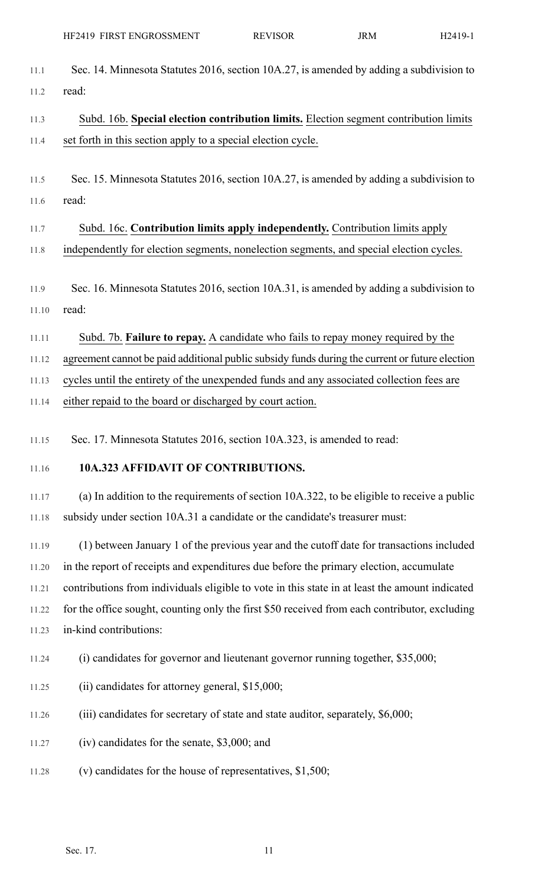Sec. 14. Minnesota Statutes 2016, section 10A.27, is amended by adding a subdivision to read:

Subd. 16b. **Special election contribution limits.** Election segment contribution limits set forth in this section apply to a special election cycle.

Sec. 15. Minnesota Statutes 2016, section 10A.27, is amended by adding a subdivision to read:

Subd. 16c. **Contribution limits apply independently.** Contribution limits apply independently for election segments, nonelection segments, and special election cycles.

Sec. 16. Minnesota Statutes 2016, section 10A.31, is amended by adding a subdivision to read:

Subd. 7b. **Failure to repay.** A candidate who fails to repay money required by the agreement cannot be paid additional public subsidy funds during the current or future election cycles until the entirety of the unexpended funds and any associated collection fees are either repaid to the board or discharged by court action.

Sec. 17. Minnesota Statutes 2016, section 10A.323, is amended to read:

**10A.323 AFFIDAVIT OF CONTRIBUTIONS.**

(a) In addition to the requirements of section 10A.322, to be eligible to receive a public subsidy under section 10A.31 a candidate or the candidate's treasurer must:

(1) between January 1 of the previous year and the cutoff date for transactions included in the report of receipts and expenditures due before the primary election, accumulate contributions from individuals eligible to vote in this state in at least the amount indicated for the office sought, counting only the first $50 received from each contributor, excluding in-kind contributions:

(i) candidates for governor and lieutenant governor running together, $35,000;

(ii) candidates for attorney general, $15,000;

(iii) candidates for secretary of state and state auditor, separately, $6,000;

(iv) candidates for the senate, $3,000; and

(v) candidates for the house of representatives, $1,500;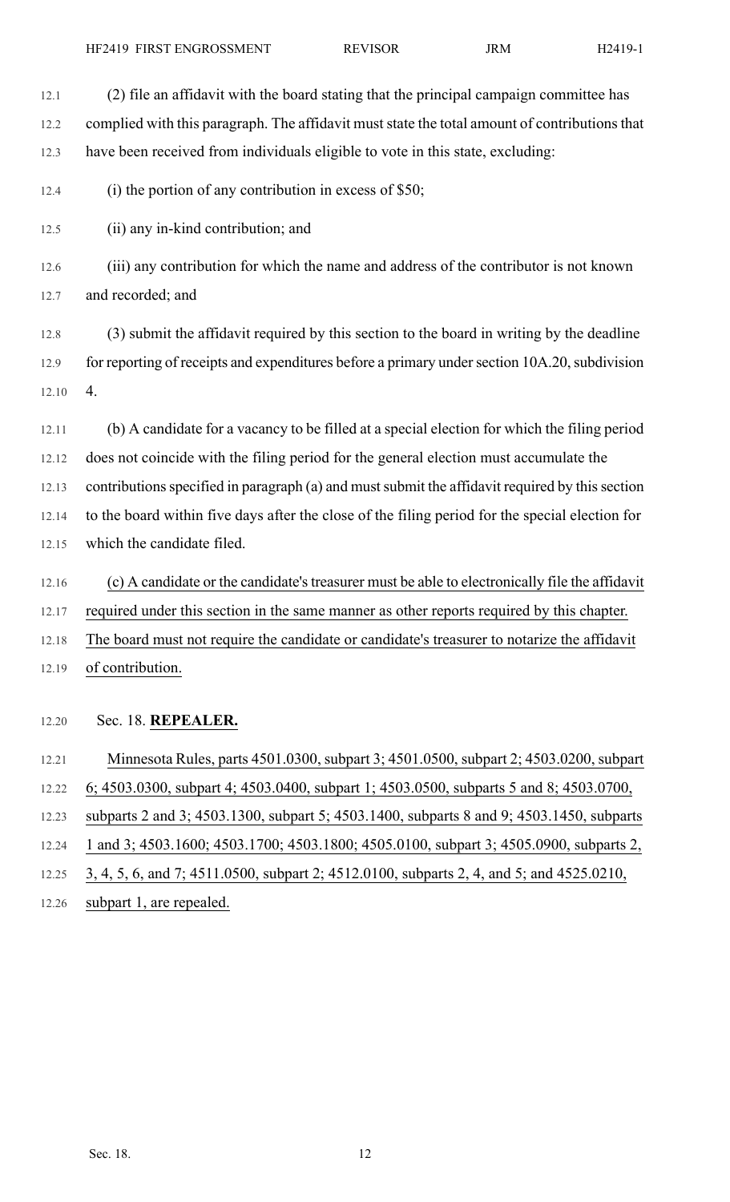(2) file an affidavit with the board stating that the principal campaign committee has complied with this paragraph. The affidavit must state the total amount of contributions that have been received from individuals eligible to vote in this state, excluding:

(i) the portion of any contribution in excess of $50;

(ii) any in-kind contribution; and

(iii) any contribution for which the name and address of the contributor is not known and recorded; and

(3) submit the affidavit required by this section to the board in writing by the deadline for reporting of receipts and expenditures before a primary under section 10A.20, subdivision 4.

(b) A candidate for a vacancy to be filled at a special election for which the filing period does not coincide with the filing period for the general election must accumulate the contributions specified in paragraph (a) and must submit the affidavit required by this section to the board within five days after the close of the filing period for the special election for which the candidate filed.

(c) A candidate or the candidate's treasurer must be able to electronically file the affidavit required under this section in the same manner as other reports required by this chapter. The board must not require the candidate or candidate's treasurer to notarize the affidavit of contribution.

Sec. 18. **REPEALER.**

Minnesota Rules, parts 4501.0300, subpart 3; 4501.0500, subpart 2; 4503.0200, subpart 6; 4503.0300, subpart 4; 4503.0400, subpart 1; 4503.0500, subparts 5 and 8; 4503.0700, subparts 2 and 3; 4503.1300, subpart 5; 4503.1400, subparts 8 and 9; 4503.1450, subparts 1 and 3; 4503.1600; 4503.1700; 4503.1800; 4505.0100, subpart 3; 4505.0900, subparts 2, 3, 4, 5, 6, and 7; 4511.0500, subpart 2; 4512.0100, subparts 2, 4, and 5; and 4525.0210, subpart 1, are repealed.